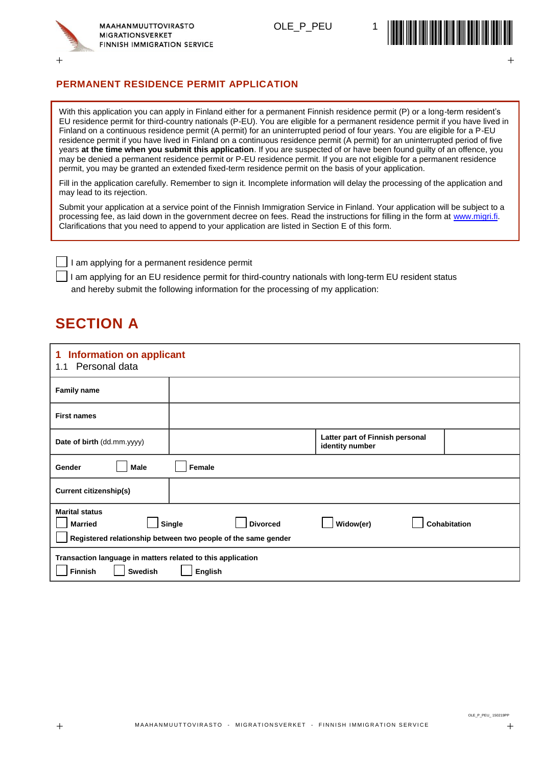MAAHANMUUTTOVIRASTO
MIGRATIONSVERKET
FINNISH IMMIGRATION SERVICE

OLE_P_PEU

## PERMANENT RESIDENCE PERMIT APPLICATION

With this application you can apply in Finland either for a permanent Finnish residence permit (P) or a long-term resident's EU residence permit for third-country nationals (P-EU). You are eligible for a permanent residence permit if you have lived in Finland on a continuous residence permit (A permit) for an uninterrupted period of four years. You are eligible for a P-EU residence permit if you have lived in Finland on a continuous residence permit (A permit) for an uninterrupted period of five years **at the time when you submit this application**. If you are suspected of or have been found guilty of an offence, you may be denied a permanent residence permit or P-EU residence permit. If you are not eligible for a permanent residence permit, you may be granted an extended fixed-term residence permit on the basis of your application.

Fill in the application carefully. Remember to sign it. Incomplete information will delay the processing of the application and may lead to its rejection.

Submit your application at a service point of the Finnish Immigration Service in Finland. Your application will be subject to a processing fee, as laid down in the government decree on fees. Read the instructions for filling in the form at www.migri.fi. Clarifications that you need to append to your application are listed in Section E of this form.

☐ I am applying for a permanent residence permit

☐ I am applying for an EU residence permit for third-country nationals with long-term EU resident status

and hereby submit the following information for the processing of my application:

# SECTION A

## 1 Information on applicant

### 1.1 Personal data

| | | | |
|---|---|---|---|
| **Family name** | | | |
| **First names** | | | |
| **Date of birth** (dd.mm.yyyy) | | **Latter part of Finnish personal identity number** | |
| **Gender** ☐ **Male** | ☐ **Female** | | |
| **Current citizenship(s)** | | | |

**Marital status**

☐ **Married** ☐ **Single** ☐ **Divorced** ☐ **Widow(er)** ☐ **Cohabitation**

☐ **Registered relationship between two people of the same gender**

**Transaction language in matters related to this application**

☐ **Finnish** ☐ **Swedish** ☐ **English**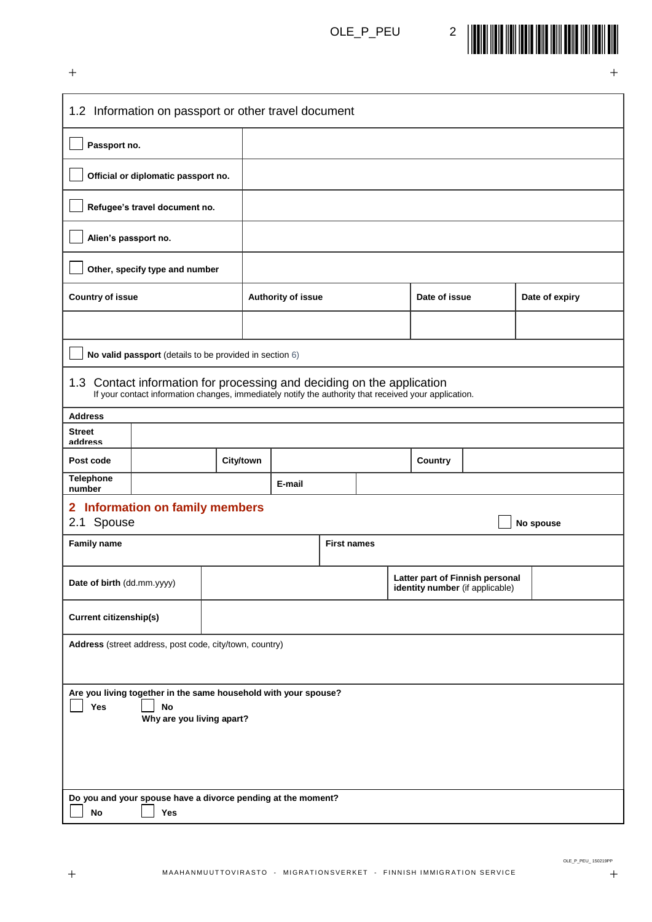### 1.2 Information on passport or other travel document

| | |
|---|---|
| ☐ **Passport no.** | |
| ☐ **Official or diplomatic passport no.** | |
| ☐ **Refugee's travel document no.** | |
| ☐ **Alien's passport no.** | |
| ☐ **Other, specify type and number** | |

| **Country of issue** | **Authority of issue** | **Date of issue** | **Date of expiry** |
|---|---|---|---|
| | | | |

☐ **No valid passport** (details to be provided in section 6)

### 1.3 Contact information for processing and deciding on the application

If your contact information changes, immediately notify the authority that received your application.

**Address**

| | | | | | |
|---|---|---|---|---|---|
| **Street address** | | | | | |
| **Post code** | | **City/town** | | **Country** | |
| **Telephone number** | | **E-mail** | | | |

## 2 Information on family members

### 2.1 Spouse

☐ **No spouse**

| **Family name** | **First names** |
|---|---|
| | |

| | | | |
|---|---|---|---|
| **Date of birth** (dd.mm.yyyy) | | **Latter part of Finnish personal identity number** (if applicable) | |
| **Current citizenship(s)** | | | |

**Address** (street address, post code, city/town, country)

**Are you living together in the same household with your spouse?**

☐ **Yes** ☐ **No**

**Why are you living apart?**

**Do you and your spouse have a divorce pending at the moment?**

☐ **No** ☐ **Yes**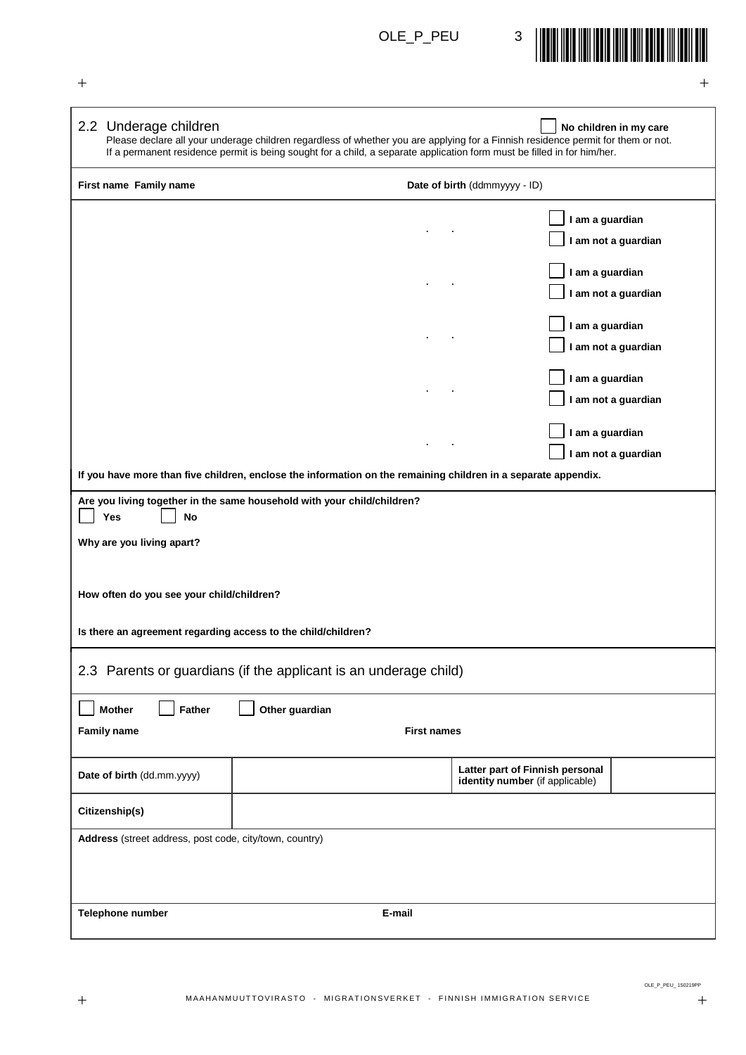## 2.2 Underage children

☐ **No children in my care**

Please declare all your underage children regardless of whether you are applying for a Finnish residence permit for them or not.
If a permanent residence permit is being sought for a child, a separate application form must be filled in for him/her.

| First name Family name | Date of birth (ddmmyyyy - ID) | |
| --- | --- | --- |
| | . . | ☐ **I am a guardian** ☐ **I am not a guardian** |
| | . . | ☐ **I am a guardian** ☐ **I am not a guardian** |
| | . . | ☐ **I am a guardian** ☐ **I am not a guardian** |
| | . . | ☐ **I am a guardian** ☐ **I am not a guardian** |
| | . . | ☐ **I am a guardian** ☐ **I am not a guardian** |

**If you have more than five children, enclose the information on the remaining children in a separate appendix.**

**Are you living together in the same household with your child/children?**

☐ **Yes** ☐ **No**

**Why are you living apart?**

**How often do you see your child/children?**

**Is there an agreement regarding access to the child/children?**

## 2.3 Parents or guardians (if the applicant is an underage child)

☐ **Mother** ☐ **Father** ☐ **Other guardian**

**Family name** **First names**

| **Date of birth** (dd.mm.yyyy) | | **Latter part of Finnish personal identity number** (if applicable) | |
| --- | --- | --- | --- |
| **Citizenship(s)** | | | |

**Address** (street address, post code, city/town, country)

**Telephone number** **E-mail**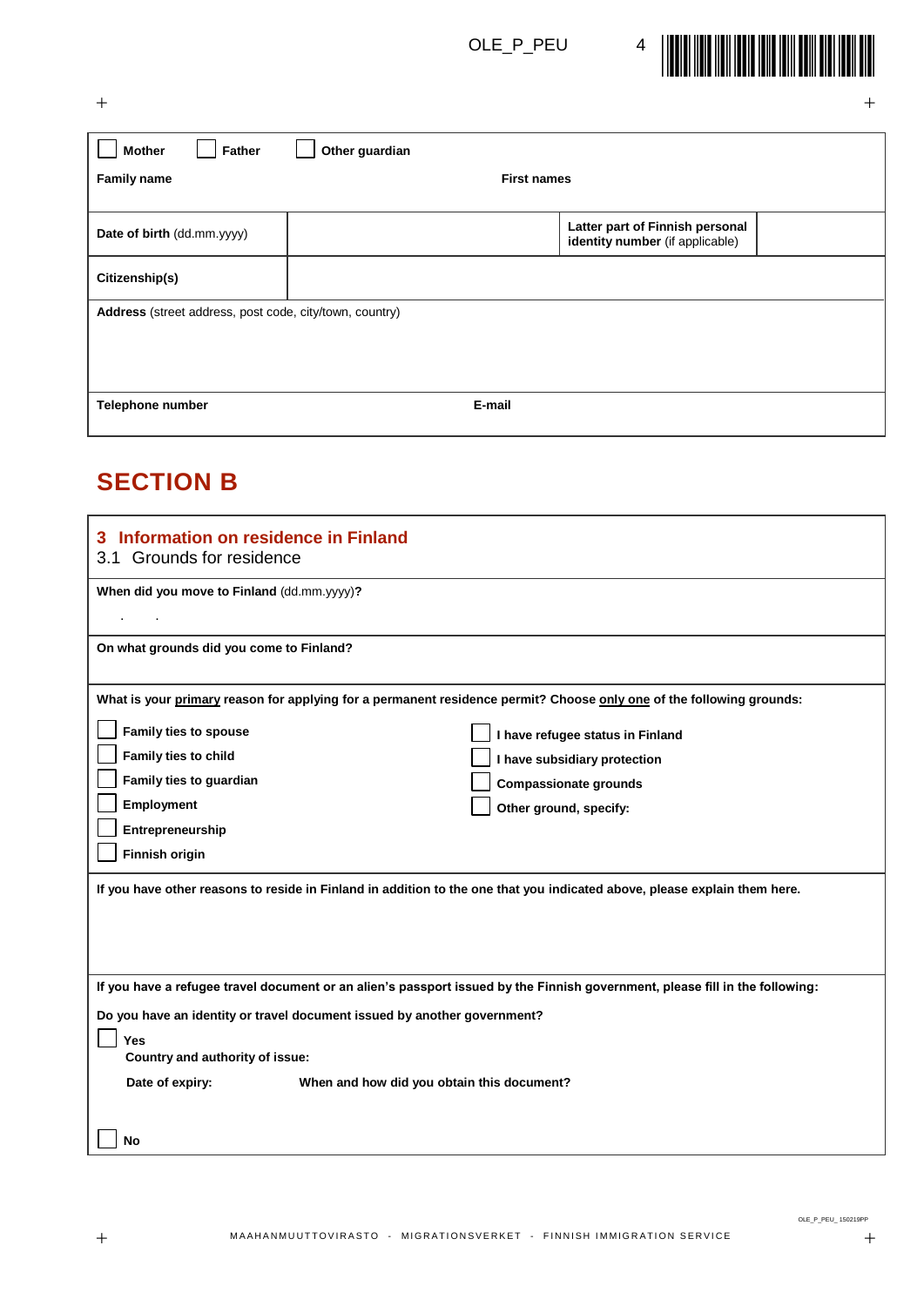☐ **Mother** ☐ **Father** ☐ **Other guardian**

| **Family name** | **First names** | | |
|---|---|---|---|
| **Date of birth** (dd.mm.yyyy) | | **Latter part of Finnish personal identity number** (if applicable) | |
| **Citizenship(s)** | | | |
| **Address** (street address, post code, city/town, country) | | | |
| **Telephone number** | **E-mail** | | |

# SECTION B

## 3 Information on residence in Finland

### 3.1 Grounds for residence

**When did you move to Finland** (dd.mm.yyyy)**?**

. .

**On what grounds did you come to Finland?**

**What is your primary reason for applying for a permanent residence permit? Choose only one of the following grounds:**

- ☐ **Family ties to spouse**
- ☐ **Family ties to child**
- ☐ **Family ties to guardian**
- ☐ **Employment**
- ☐ **Entrepreneurship**
- ☐ **Finnish origin**
- ☐ **I have refugee status in Finland**
- ☐ **I have subsidiary protection**
- ☐ **Compassionate grounds**
- ☐ **Other ground, specify:**

**If you have other reasons to reside in Finland in addition to the one that you indicated above, please explain them here.**

**If you have a refugee travel document or an alien's passport issued by the Finnish government, please fill in the following:**

**Do you have an identity or travel document issued by another government?**

☐ **Yes**

**Country and authority of issue:**

**Date of expiry:** **When and how did you obtain this document?**

☐ **No**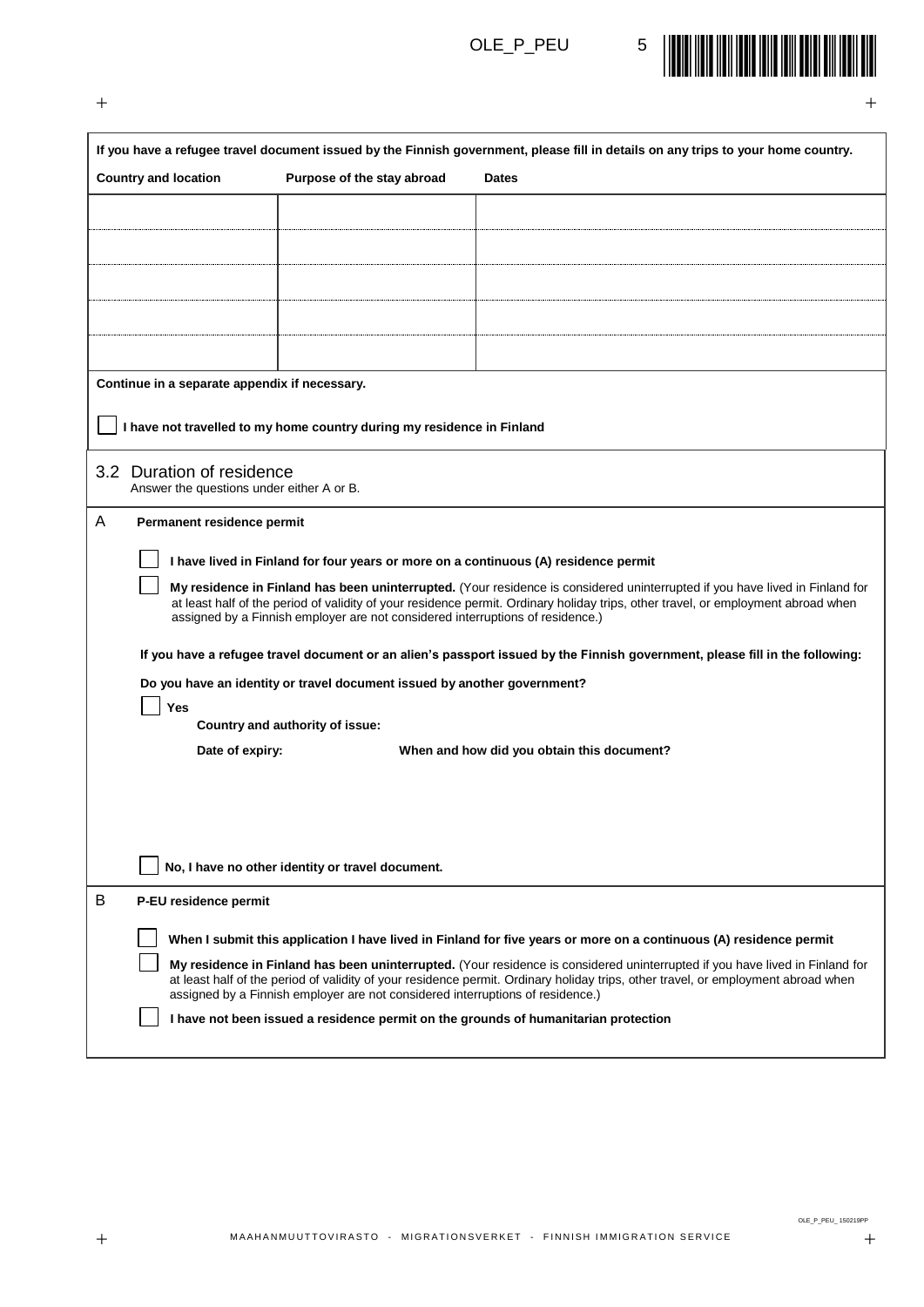**If you have a refugee travel document issued by the Finnish government, please fill in details on any trips to your home country.**

| Country and location | Purpose of the stay abroad | Dates |
|---|---|---|
| | | |
| | | |
| | | |
| | | |
| | | |

**Continue in a separate appendix if necessary.**

☐ **I have not travelled to my home country during my residence in Finland**

## 3.2 Duration of residence

Answer the questions under either A or B.

### A Permanent residence permit

☐ **I have lived in Finland for four years or more on a continuous (A) residence permit**

☐ **My residence in Finland has been uninterrupted.** (Your residence is considered uninterrupted if you have lived in Finland for at least half of the period of validity of your residence permit. Ordinary holiday trips, other travel, or employment abroad when assigned by a Finnish employer are not considered interruptions of residence.)

**If you have a refugee travel document or an alien's passport issued by the Finnish government, please fill in the following:**

**Do you have an identity or travel document issued by another government?**

☐ **Yes**

**Country and authority of issue:**

**Date of expiry:**

**When and how did you obtain this document?**

☐ **No, I have no other identity or travel document.**

### B P-EU residence permit

☐ **When I submit this application I have lived in Finland for five years or more on a continuous (A) residence permit**

☐ **My residence in Finland has been uninterrupted.** (Your residence is considered uninterrupted if you have lived in Finland for at least half of the period of validity of your residence permit. Ordinary holiday trips, other travel, or employment abroad when assigned by a Finnish employer are not considered interruptions of residence.)

☐ **I have not been issued a residence permit on the grounds of humanitarian protection**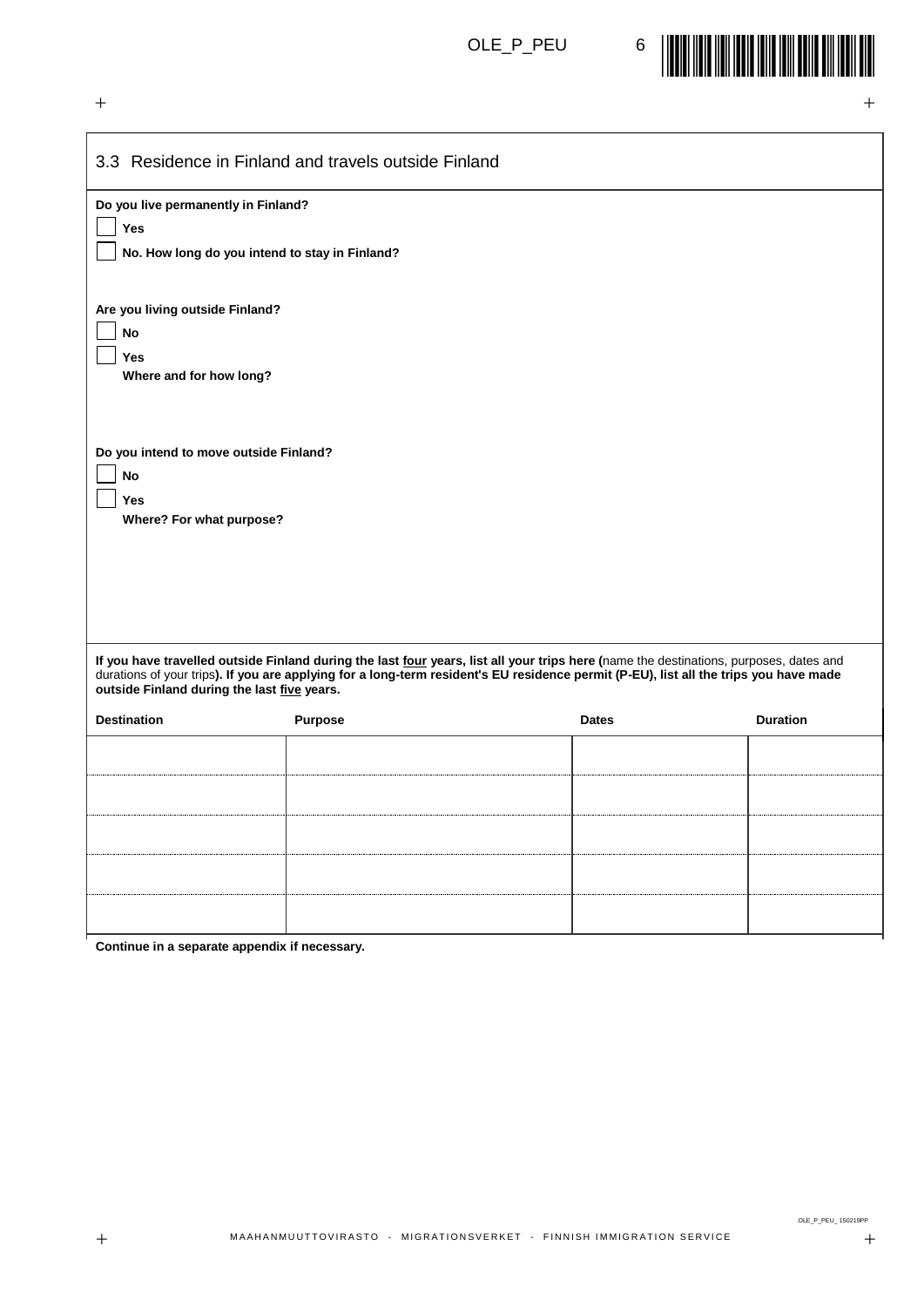## 3.3 Residence in Finland and travels outside Finland

**Do you live permanently in Finland?**

- [ ] **Yes**
- [ ] **No. How long do you intend to stay in Finland?**

**Are you living outside Finland?**

- [ ] **No**
- [ ] **Yes**

**Where and for how long?**

**Do you intend to move outside Finland?**

- [ ] **No**
- [ ] **Yes**

**Where? For what purpose?**

**If you have travelled outside Finland during the last four years, list all your trips here (**name the destinations, purposes, dates and durations of your trips**). If you are applying for a long-term resident's EU residence permit (P-EU), list all the trips you have made outside Finland during the last five years.**

| **Destination** | **Purpose** | **Dates** | **Duration** |
|---|---|---|---|
| | | | |
| | | | |
| | | | |
| | | | |
| | | | |

**Continue in a separate appendix if necessary.**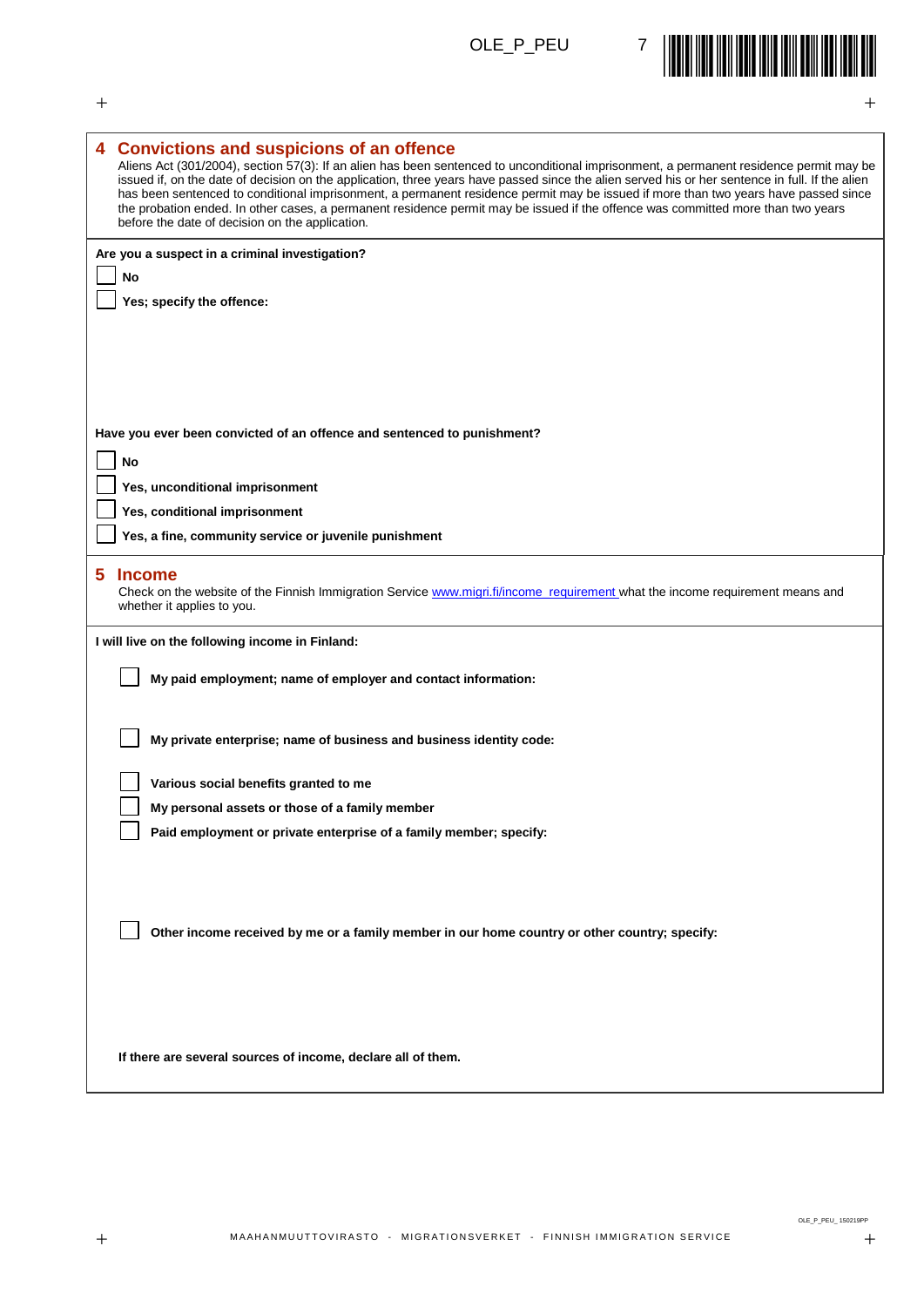## 4 Convictions and suspicions of an offence

Aliens Act (301/2004), section 57(3): If an alien has been sentenced to unconditional imprisonment, a permanent residence permit may be issued if, on the date of decision on the application, three years have passed since the alien served his or her sentence in full. If the alien has been sentenced to conditional imprisonment, a permanent residence permit may be issued if more than two years have passed since the probation ended. In other cases, a permanent residence permit may be issued if the offence was committed more than two years before the date of decision on the application.

**Are you a suspect in a criminal investigation?**

- [ ] **No**
- [ ] **Yes; specify the offence:**

**Have you ever been convicted of an offence and sentenced to punishment?**

- [ ] **No**
- [ ] **Yes, unconditional imprisonment**
- [ ] **Yes, conditional imprisonment**
- [ ] **Yes, a fine, community service or juvenile punishment**

## 5 Income

Check on the website of the Finnish Immigration Service www.migri.fi/income_requirement what the income requirement means and whether it applies to you.

**I will live on the following income in Finland:**

- [ ] **My paid employment; name of employer and contact information:**
- [ ] **My private enterprise; name of business and business identity code:**
- [ ] **Various social benefits granted to me**
- [ ] **My personal assets or those of a family member**
- [ ] **Paid employment or private enterprise of a family member; specify:**
- [ ] **Other income received by me or a family member in our home country or other country; specify:**

**If there are several sources of income, declare all of them.**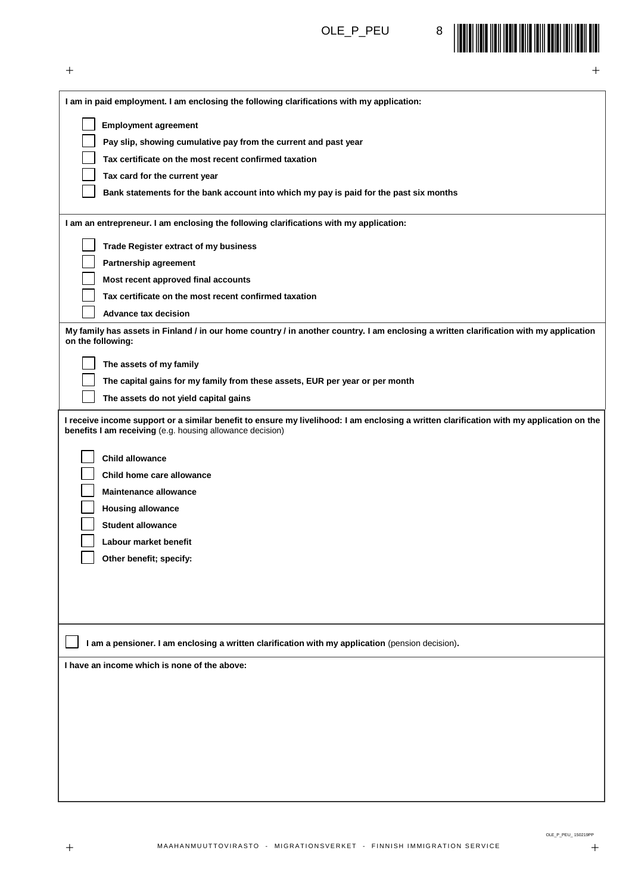**I am in paid employment. I am enclosing the following clarifications with my application:**

- ☐ **Employment agreement**
- ☐ **Pay slip, showing cumulative pay from the current and past year**
- ☐ **Tax certificate on the most recent confirmed taxation**
- ☐ **Tax card for the current year**
- ☐ **Bank statements for the bank account into which my pay is paid for the past six months**

**I am an entrepreneur. I am enclosing the following clarifications with my application:**

- ☐ **Trade Register extract of my business**
- ☐ **Partnership agreement**
- ☐ **Most recent approved final accounts**
- ☐ **Tax certificate on the most recent confirmed taxation**
- ☐ **Advance tax decision**

**My family has assets in Finland / in our home country / in another country. I am enclosing a written clarification with my application on the following:**

- ☐ **The assets of my family**
- ☐ **The capital gains for my family from these assets, EUR per year or per month**
- ☐ **The assets do not yield capital gains**

**I receive income support or a similar benefit to ensure my livelihood: I am enclosing a written clarification with my application on the benefits I am receiving** (e.g. housing allowance decision)

- ☐ **Child allowance**
- ☐ **Child home care allowance**
- ☐ **Maintenance allowance**
- ☐ **Housing allowance**
- ☐ **Student allowance**
- ☐ **Labour market benefit**
- ☐ **Other benefit; specify:**

☐ **I am a pensioner. I am enclosing a written clarification with my application** (pension decision)**.**

**I have an income which is none of the above:**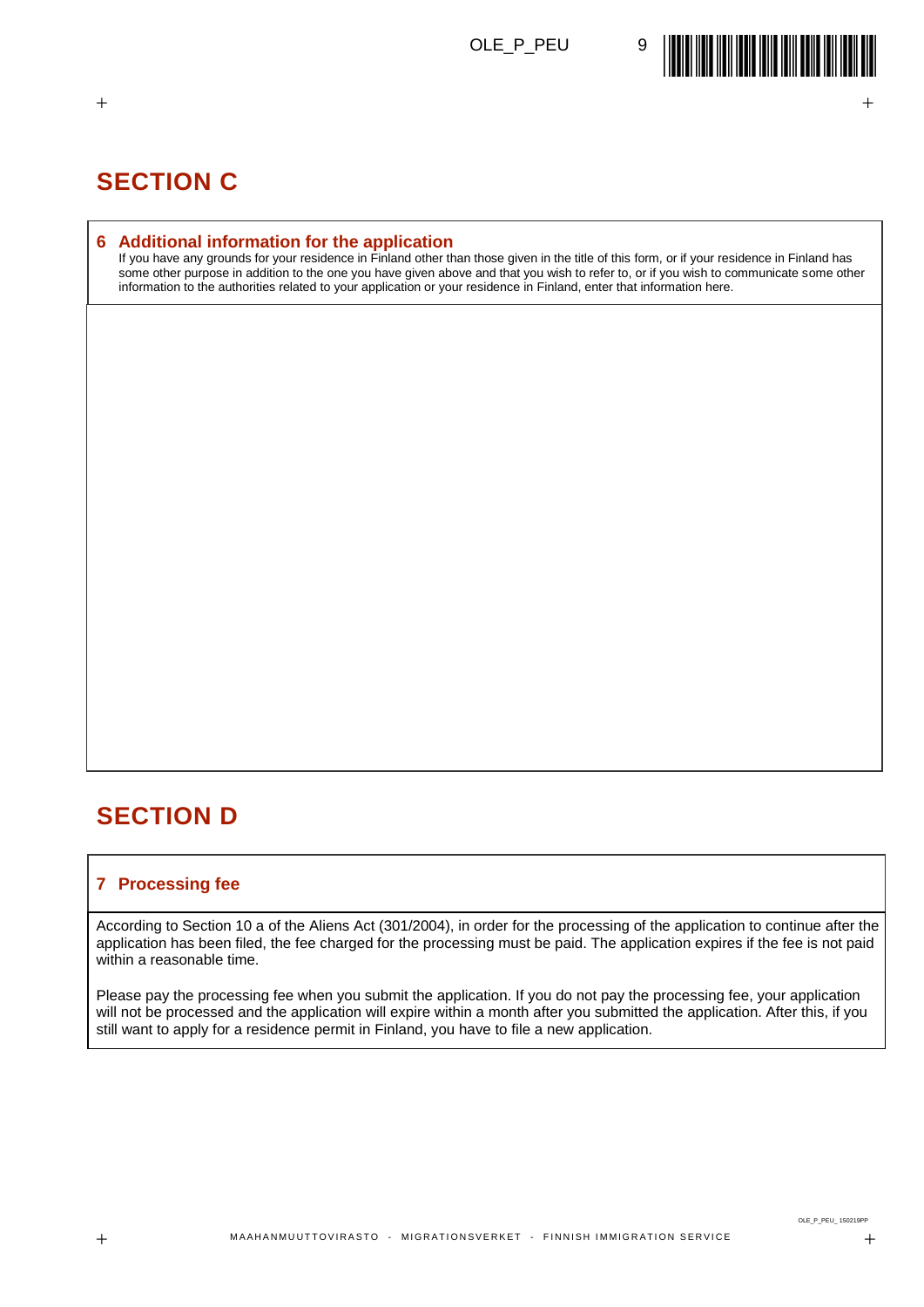# SECTION C

## 6 Additional information for the application

If you have any grounds for your residence in Finland other than those given in the title of this form, or if your residence in Finland has some other purpose in addition to the one you have given above and that you wish to refer to, or if you wish to communicate some other information to the authorities related to your application or your residence in Finland, enter that information here.

# SECTION D

## 7 Processing fee

According to Section 10 a of the Aliens Act (301/2004), in order for the processing of the application to continue after the application has been filed, the fee charged for the processing must be paid. The application expires if the fee is not paid within a reasonable time.

Please pay the processing fee when you submit the application. If you do not pay the processing fee, your application will not be processed and the application will expire within a month after you submitted the application. After this, if you still want to apply for a residence permit in Finland, you have to file a new application.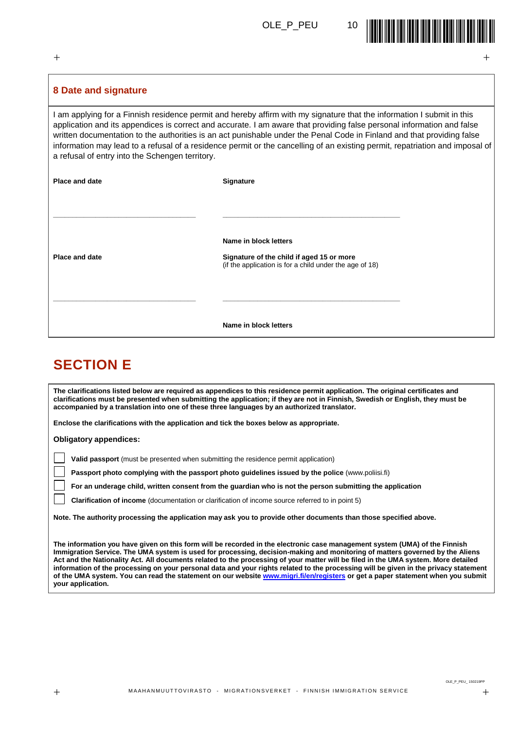## 8 Date and signature

I am applying for a Finnish residence permit and hereby affirm with my signature that the information I submit in this application and its appendices is correct and accurate. I am aware that providing false personal information and false written documentation to the authorities is an act punishable under the Penal Code in Finland and that providing false information may lead to a refusal of a residence permit or the cancelling of an existing permit, repatriation and imposal of a refusal of entry into the Schengen territory.

**Place and date**

______________________________

**Signature**

______________________________

**Name in block letters**

**Place and date**

______________________________

**Signature of the child if aged 15 or more**
(if the application is for a child under the age of 18)

______________________________

**Name in block letters**

# SECTION E

**The clarifications listed below are required as appendices to this residence permit application. The original certificates and clarifications must be presented when submitting the application; if they are not in Finnish, Swedish or English, they must be accompanied by a translation into one of these three languages by an authorized translator.**

**Enclose the clarifications with the application and tick the boxes below as appropriate.**

**Obligatory appendices:**

- ☐ **Valid passport** (must be presented when submitting the residence permit application)
- ☐ **Passport photo complying with the passport photo guidelines issued by the police** (www.poliisi.fi)
- ☐ **For an underage child, written consent from the guardian who is not the person submitting the application**
- ☐ **Clarification of income** (documentation or clarification of income source referred to in point 5)

**Note. The authority processing the application may ask you to provide other documents than those specified above.**

**The information you have given on this form will be recorded in the electronic case management system (UMA) of the Finnish Immigration Service. The UMA system is used for processing, decision-making and monitoring of matters governed by the Aliens Act and the Nationality Act. All documents related to the processing of your matter will be filed in the UMA system. More detailed information of the processing on your personal data and your rights related to the processing will be given in the privacy statement of the UMA system. You can read the statement on our website www.migri.fi/en/registers or get a paper statement when you submit your application.**